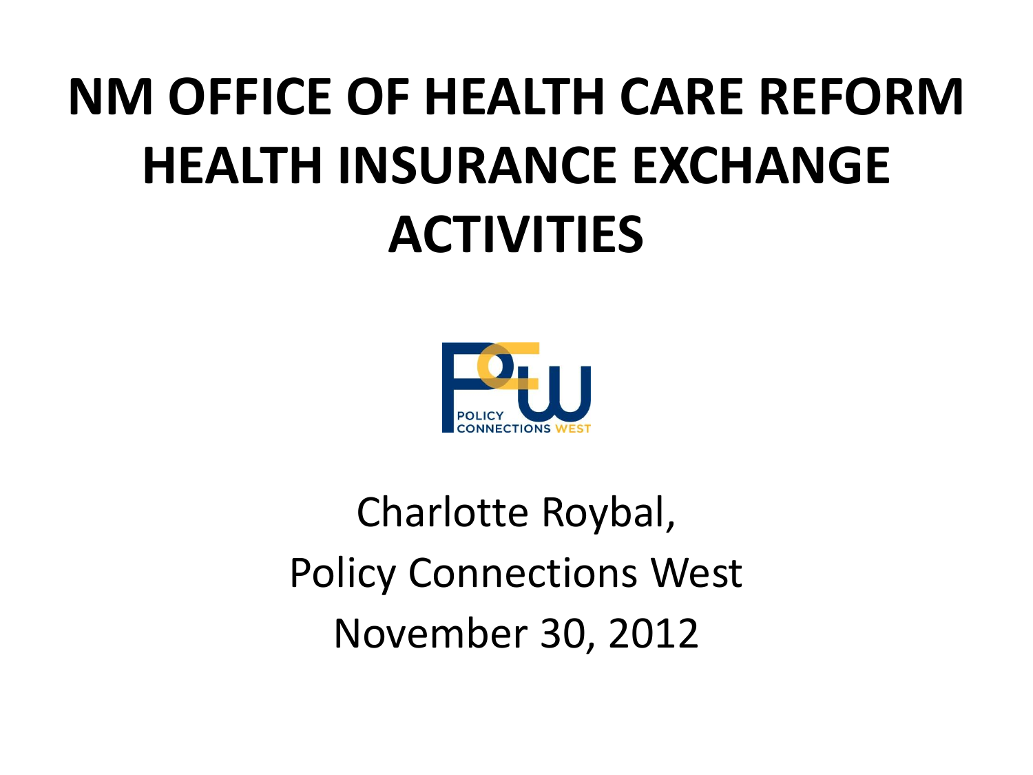# NM OFFICE OF HEALTH CARE REFORM HEALTH INSURANCE EXCHANGE ACTIVITIES

Charlotte Roybal,

Policy Connections West

November 30, 2012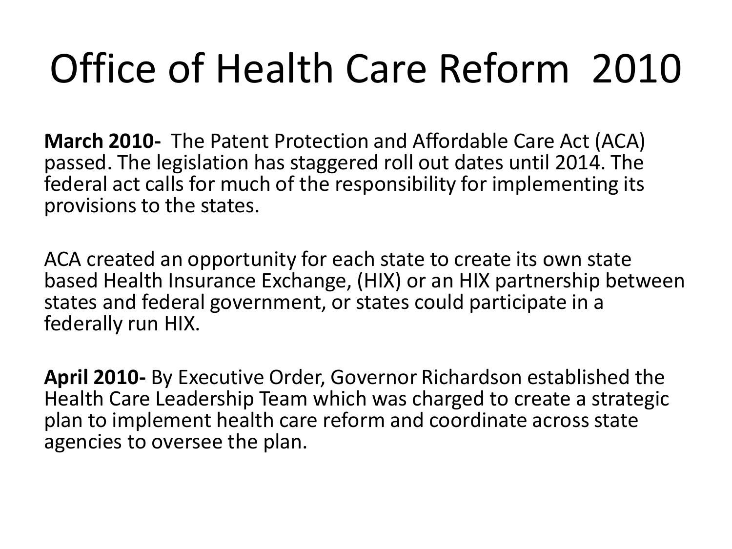# Office of Health Care Reform 2010

**March 2010-** The Patent Protection and Affordable Care Act (ACA) passed. The legislation has staggered roll out dates until 2014. The federal act calls for much of the responsibility for implementing its provisions to the states.

ACA created an opportunity for each state to create its own state based Health Insurance Exchange, (HIX) or an HIX partnership between states and federal government, or states could participate in a federally run HIX.

**April 2010-** By Executive Order, Governor Richardson established the Health Care Leadership Team which was charged to create a strategic plan to implement health care reform and coordinate across state agencies to oversee the plan.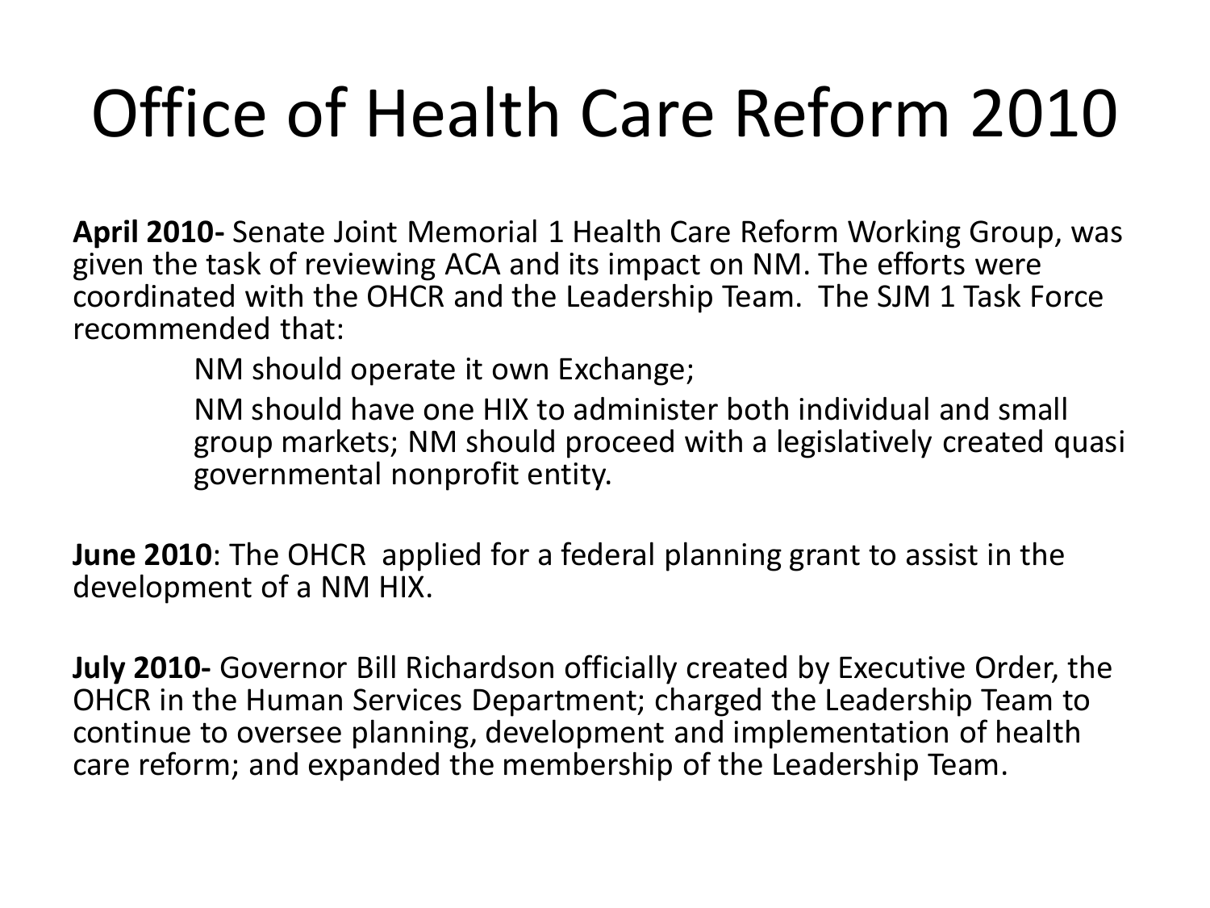# Office of Health Care Reform 2010

**April 2010-** Senate Joint Memorial 1 Health Care Reform Working Group, was given the task of reviewing ACA and its impact on NM. The efforts were coordinated with the OHCR and the Leadership Team. The SJM 1 Task Force recommended that:

> NM should operate it own Exchange;
>
> NM should have one HIX to administer both individual and small group markets; NM should proceed with a legislatively created quasi governmental nonprofit entity.

**June 2010**: The OHCR applied for a federal planning grant to assist in the development of a NM HIX.

**July 2010-** Governor Bill Richardson officially created by Executive Order, the OHCR in the Human Services Department; charged the Leadership Team to continue to oversee planning, development and implementation of health care reform; and expanded the membership of the Leadership Team.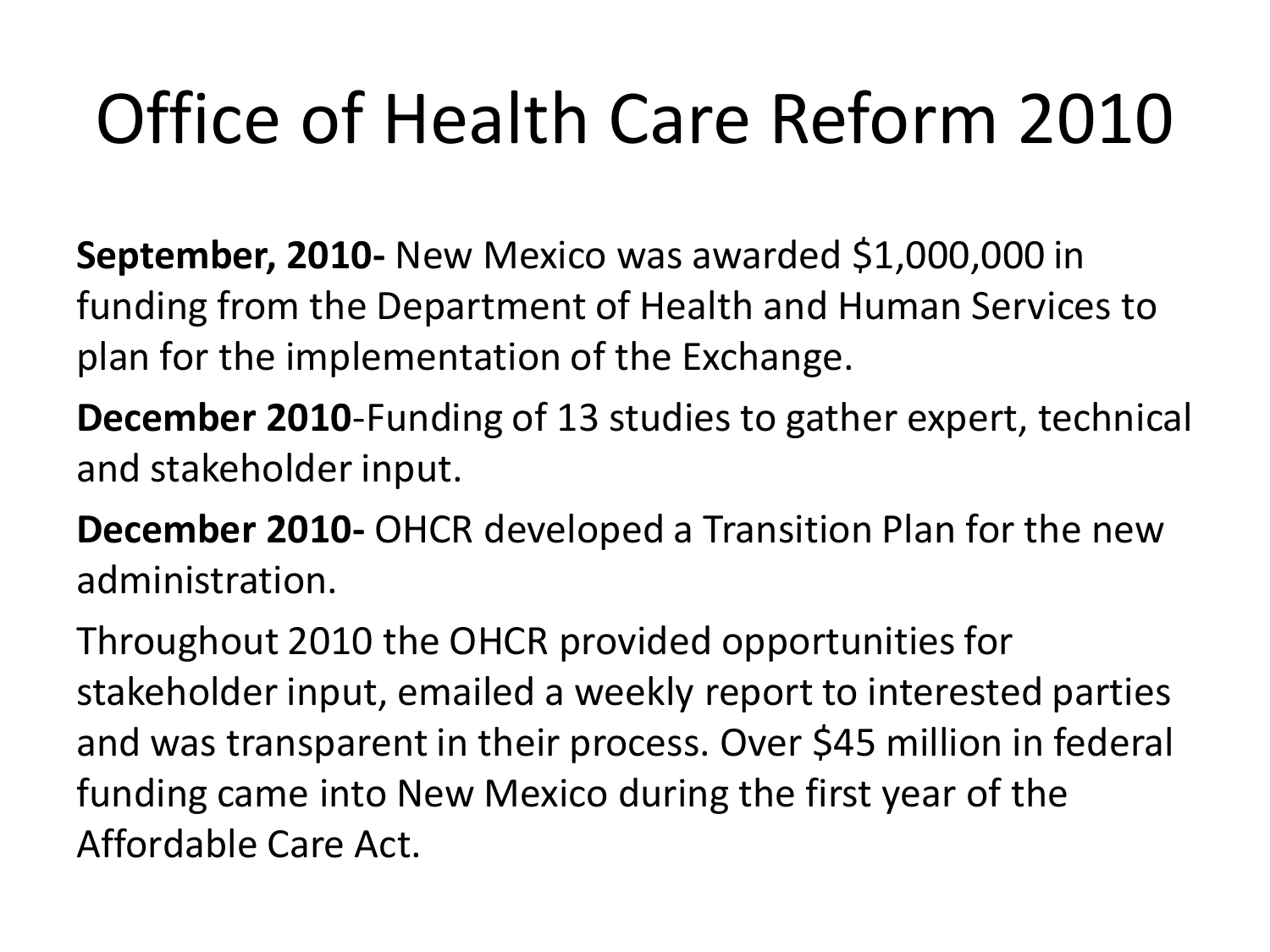# Office of Health Care Reform 2010

**September, 2010-** New Mexico was awarded $1,000,000 in funding from the Department of Health and Human Services to plan for the implementation of the Exchange.

**December 2010**-Funding of 13 studies to gather expert, technical and stakeholder input.

**December 2010-** OHCR developed a Transition Plan for the new administration.

Throughout 2010 the OHCR provided opportunities for stakeholder input, emailed a weekly report to interested parties and was transparent in their process. Over $45 million in federal funding came into New Mexico during the first year of the Affordable Care Act.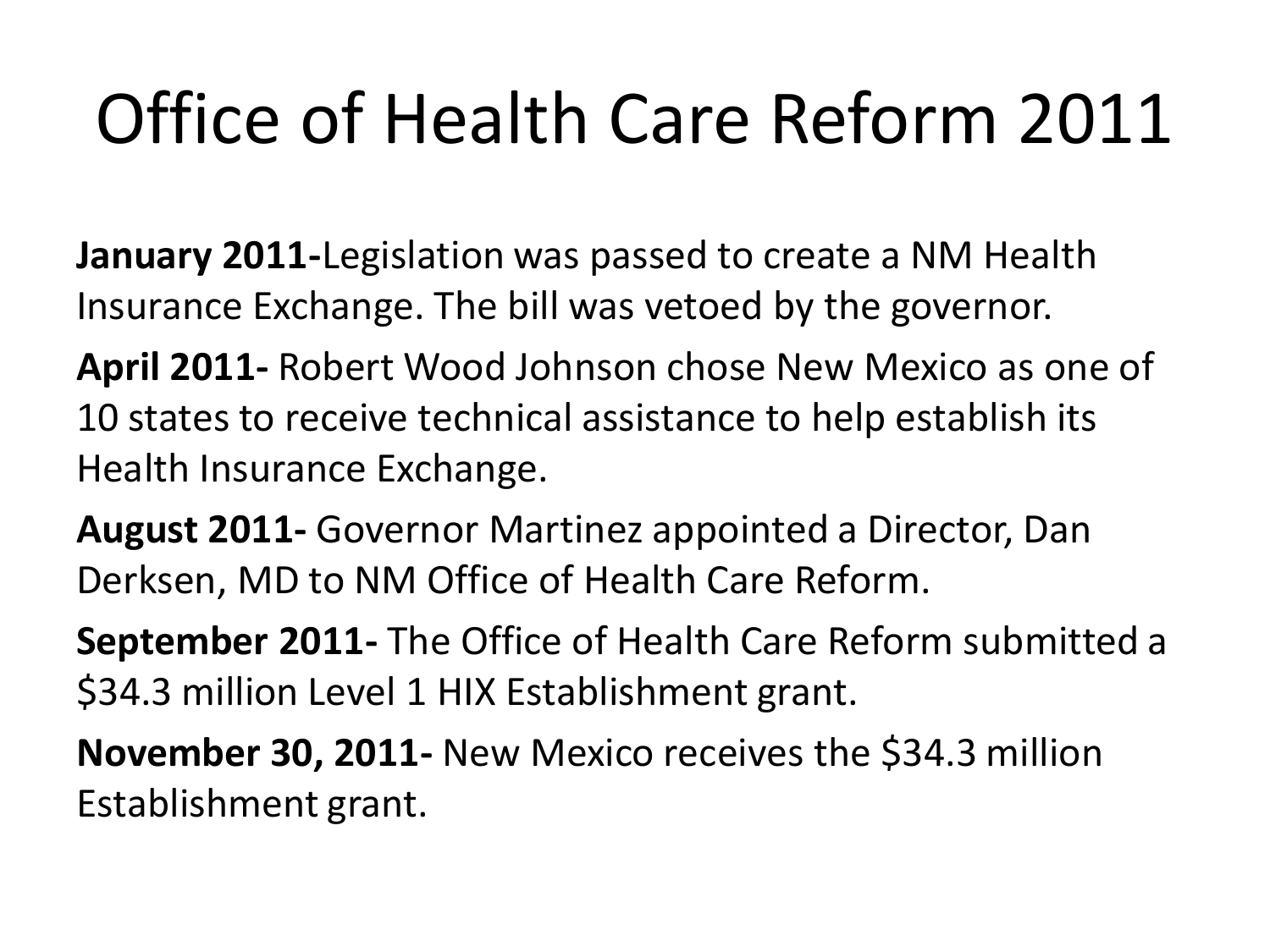# Office of Health Care Reform 2011

**January 2011-**Legislation was passed to create a NM Health Insurance Exchange. The bill was vetoed by the governor.

**April 2011-** Robert Wood Johnson chose New Mexico as one of 10 states to receive technical assistance to help establish its Health Insurance Exchange.

**August 2011-** Governor Martinez appointed a Director, Dan Derksen, MD to NM Office of Health Care Reform.

**September 2011-** The Office of Health Care Reform submitted a $34.3 million Level 1 HIX Establishment grant.

**November 30, 2011-** New Mexico receives the $34.3 million Establishment grant.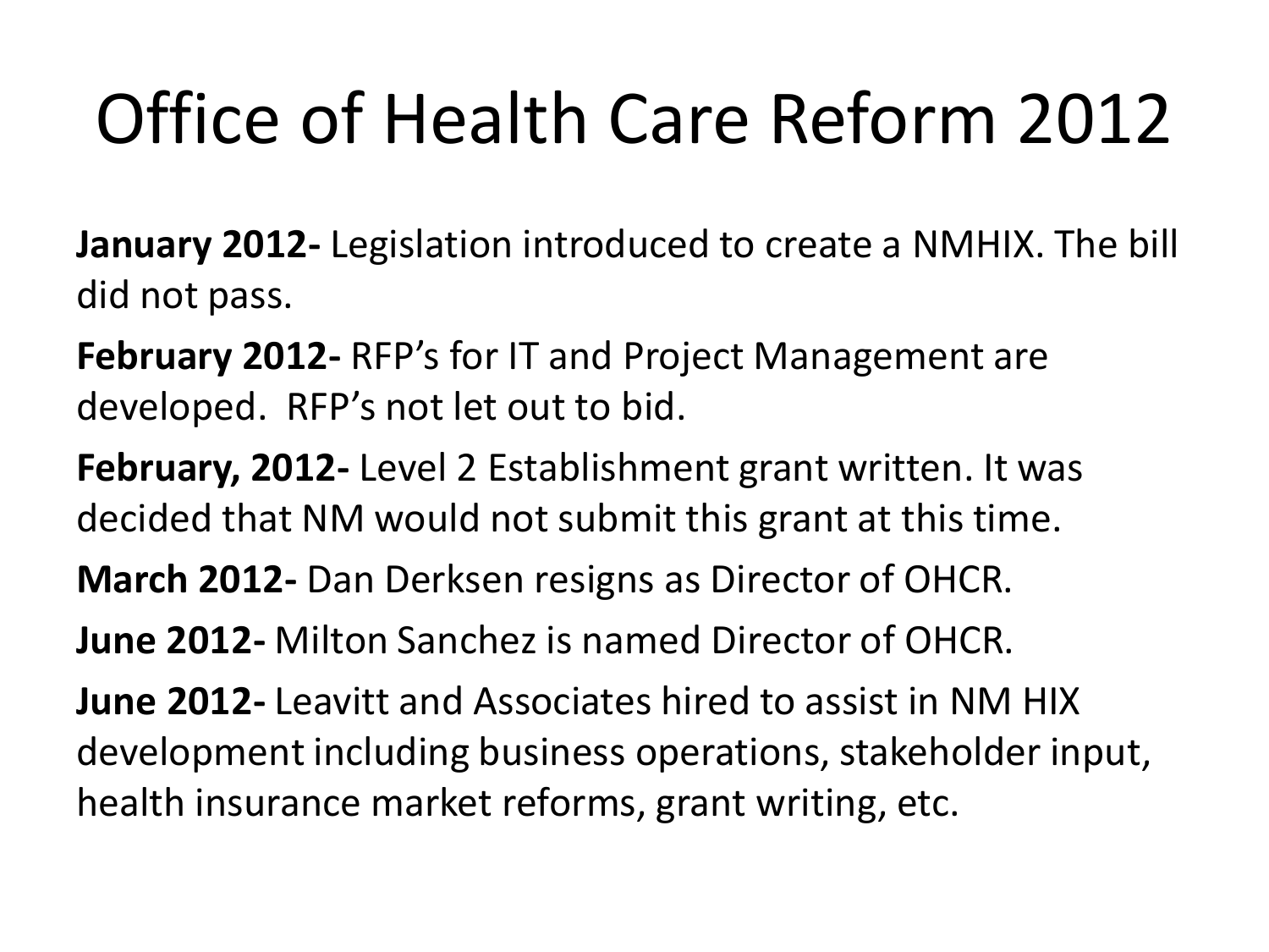# Office of Health Care Reform 2012

**January 2012-** Legislation introduced to create a NMHIX. The bill did not pass.

**February 2012-** RFP's for IT and Project Management are developed. RFP's not let out to bid.

**February, 2012-** Level 2 Establishment grant written. It was decided that NM would not submit this grant at this time.

**March 2012-** Dan Derksen resigns as Director of OHCR.

**June 2012-** Milton Sanchez is named Director of OHCR.

**June 2012-** Leavitt and Associates hired to assist in NM HIX development including business operations, stakeholder input, health insurance market reforms, grant writing, etc.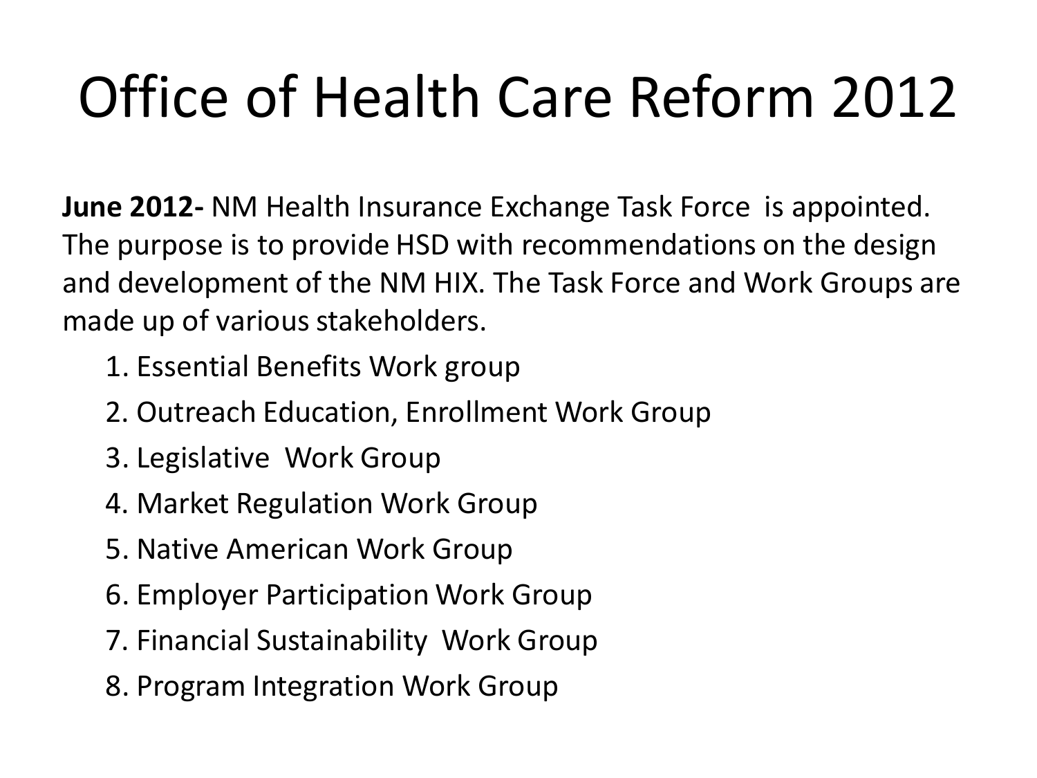# Office of Health Care Reform 2012

**June 2012-** NM Health Insurance Exchange Task Force is appointed. The purpose is to provide HSD with recommendations on the design and development of the NM HIX. The Task Force and Work Groups are made up of various stakeholders.

1. Essential Benefits Work group
2. Outreach Education, Enrollment Work Group
3. Legislative Work Group
4. Market Regulation Work Group
5. Native American Work Group
6. Employer Participation Work Group
7. Financial Sustainability Work Group
8. Program Integration Work Group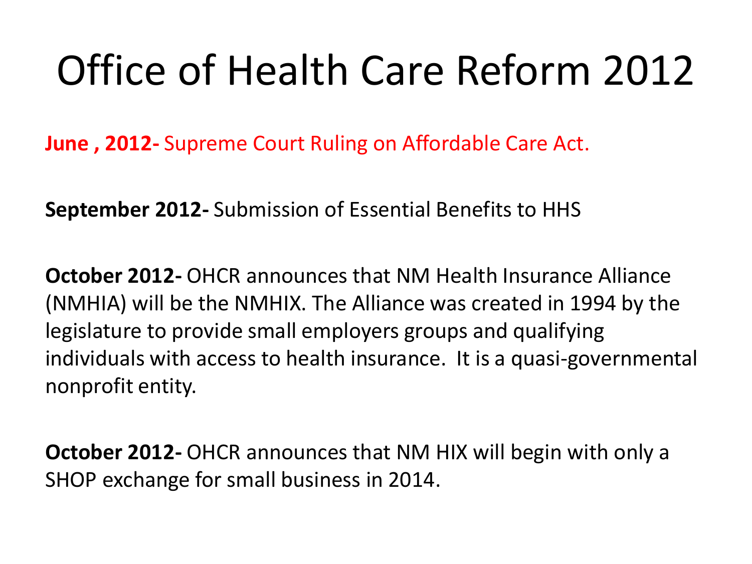# Office of Health Care Reform 2012

**June , 2012-** Supreme Court Ruling on Affordable Care Act.

**September 2012-** Submission of Essential Benefits to HHS

**October 2012-** OHCR announces that NM Health Insurance Alliance (NMHIA) will be the NMHIX. The Alliance was created in 1994 by the legislature to provide small employers groups and qualifying individuals with access to health insurance. It is a quasi-governmental nonprofit entity.

**October 2012-** OHCR announces that NM HIX will begin with only a SHOP exchange for small business in 2014.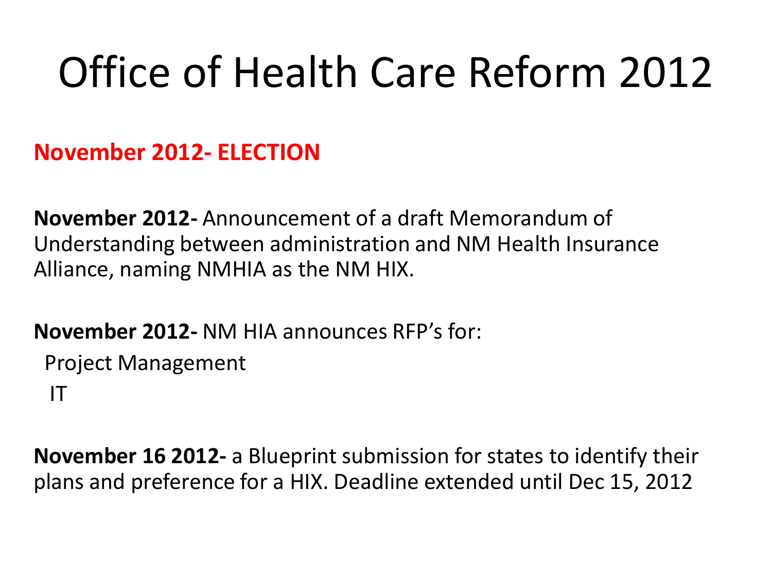# Office of Health Care Reform 2012

**November 2012- ELECTION**

**November 2012-** Announcement of a draft Memorandum of Understanding between administration and NM Health Insurance Alliance, naming NMHIA as the NM HIX.

**November 2012-** NM HIA announces RFP's for:

- Project Management
- IT

**November 16 2012-** a Blueprint submission for states to identify their plans and preference for a HIX. Deadline extended until Dec 15, 2012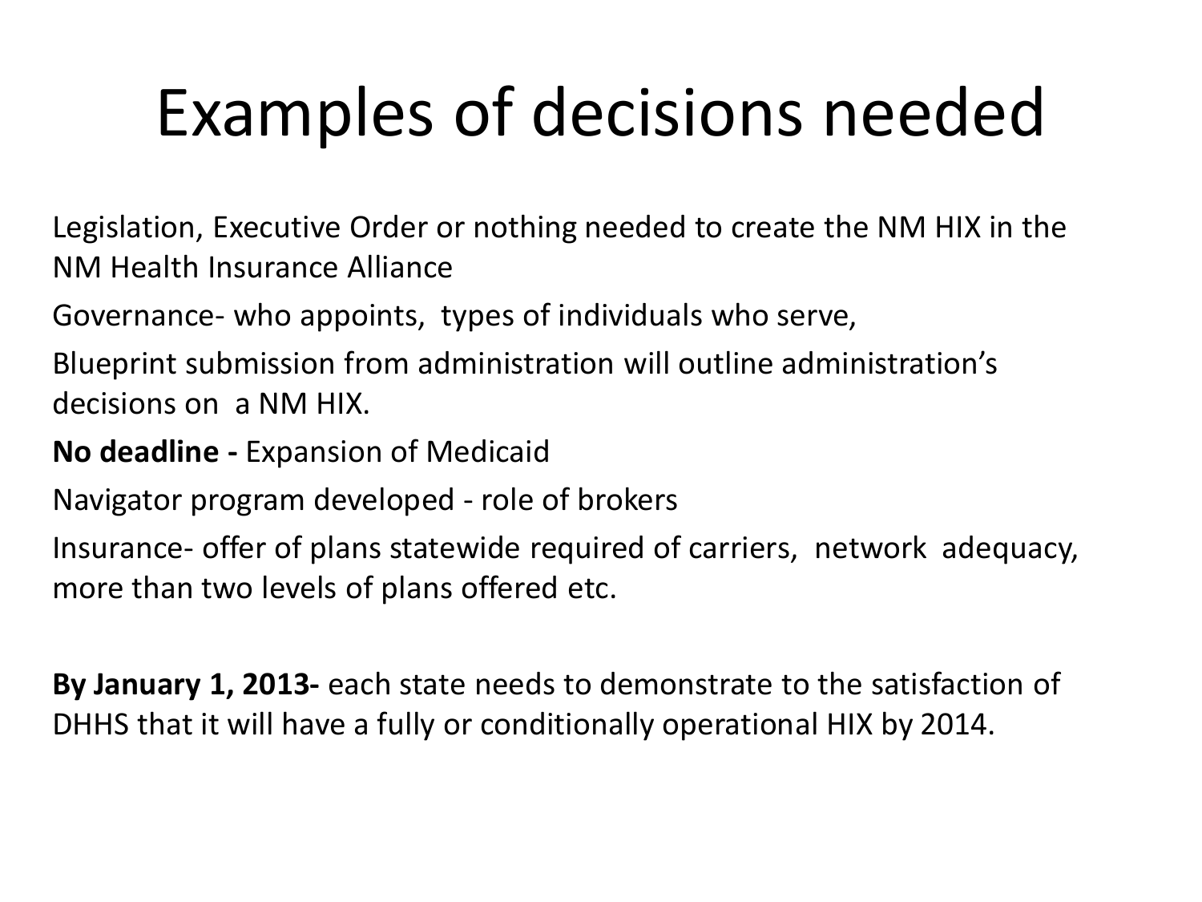# Examples of decisions needed

Legislation, Executive Order or nothing needed to create the NM HIX in the NM Health Insurance Alliance

Governance- who appoints, types of individuals who serve,

Blueprint submission from administration will outline administration's decisions on a NM HIX.

**No deadline -** Expansion of Medicaid

Navigator program developed - role of brokers

Insurance- offer of plans statewide required of carriers, network adequacy, more than two levels of plans offered etc.

**By January 1, 2013-** each state needs to demonstrate to the satisfaction of DHHS that it will have a fully or conditionally operational HIX by 2014.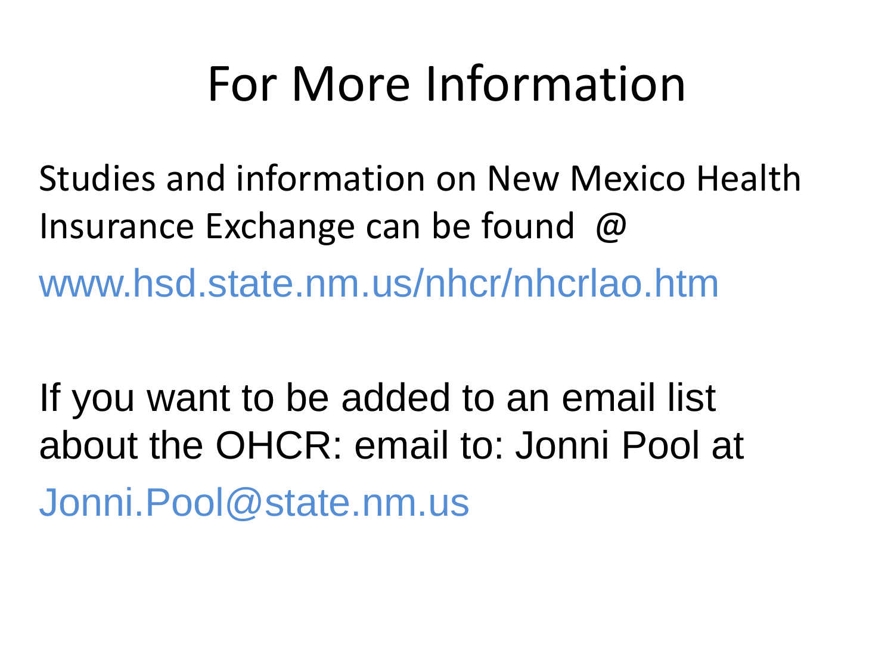# For More Information

Studies and information on New Mexico Health Insurance Exchange can be found @

www.hsd.state.nm.us/nhcr/nhcrlao.htm

If you want to be added to an email list about the OHCR: email to: Jonni Pool at

Jonni.Pool@state.nm.us